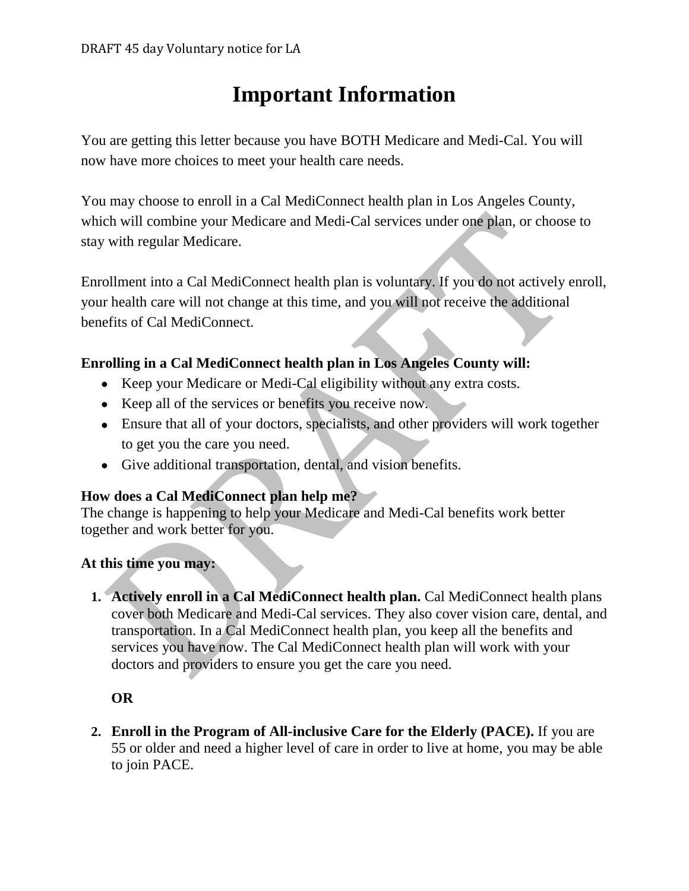DRAFT 45 day Voluntary notice for LA

# Important Information

You are getting this letter because you have BOTH Medicare and Medi-Cal. You will now have more choices to meet your health care needs.

You may choose to enroll in a Cal MediConnect health plan in Los Angeles County, which will combine your Medicare and Medi-Cal services under one plan, or choose to stay with regular Medicare.

Enrollment into a Cal MediConnect health plan is voluntary. If you do not actively enroll, your health care will not change at this time, and you will not receive the additional benefits of Cal MediConnect.

**Enrolling in a Cal MediConnect health plan in Los Angeles County will:**

- Keep your Medicare or Medi-Cal eligibility without any extra costs.
- Keep all of the services or benefits you receive now.
- Ensure that all of your doctors, specialists, and other providers will work together to get you the care you need.
- Give additional transportation, dental, and vision benefits.

**How does a Cal MediConnect plan help me?**
The change is happening to help your Medicare and Medi-Cal benefits work better together and work better for you.

**At this time you may:**

1. **Actively enroll in a Cal MediConnect health plan.** Cal MediConnect health plans cover both Medicare and Medi-Cal services. They also cover vision care, dental, and transportation. In a Cal MediConnect health plan, you keep all the benefits and services you have now. The Cal MediConnect health plan will work with your doctors and providers to ensure you get the care you need.

   **OR**

2. **Enroll in the Program of All-inclusive Care for the Elderly (PACE).** If you are 55 or older and need a higher level of care in order to live at home, you may be able to join PACE.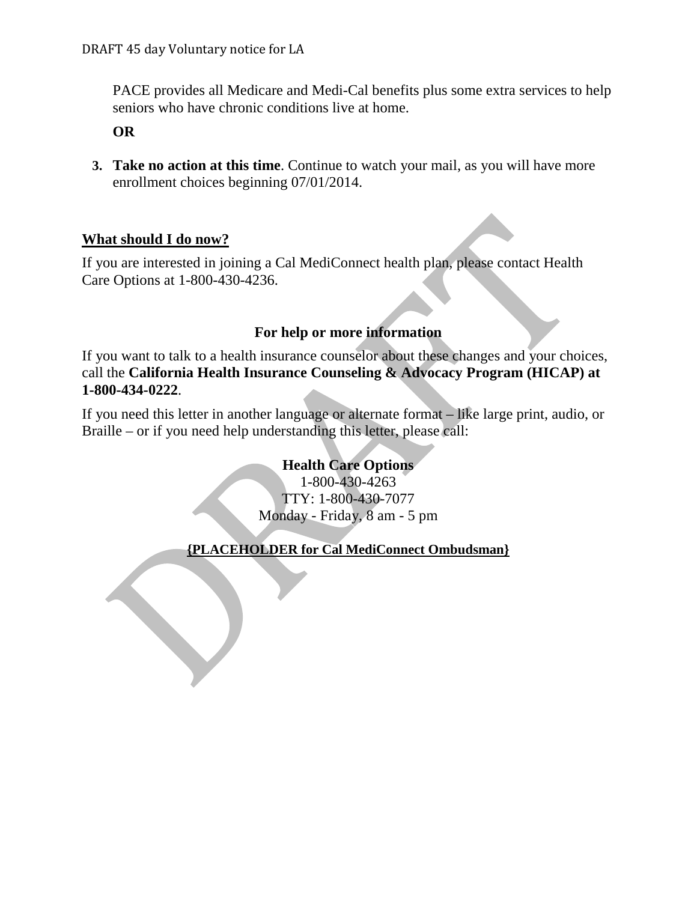PACE provides all Medicare and Medi-Cal benefits plus some extra services to help seniors who have chronic conditions live at home.

**OR**

3. **Take no action at this time**. Continue to watch your mail, as you will have more enrollment choices beginning 07/01/2014.

## What should I do now?

If you are interested in joining a Cal MediConnect health plan, please contact Health Care Options at 1-800-430-4236.

### For help or more information

If you want to talk to a health insurance counselor about these changes and your choices, call the **California Health Insurance Counseling & Advocacy Program (HICAP) at 1-800-434-0222**.

If you need this letter in another language or alternate format – like large print, audio, or Braille – or if you need help understanding this letter, please call:

**Health Care Options**
1-800-430-4263
TTY: 1-800-430-7077
Monday - Friday, 8 am - 5 pm

**{PLACEHOLDER for Cal MediConnect Ombudsman}**